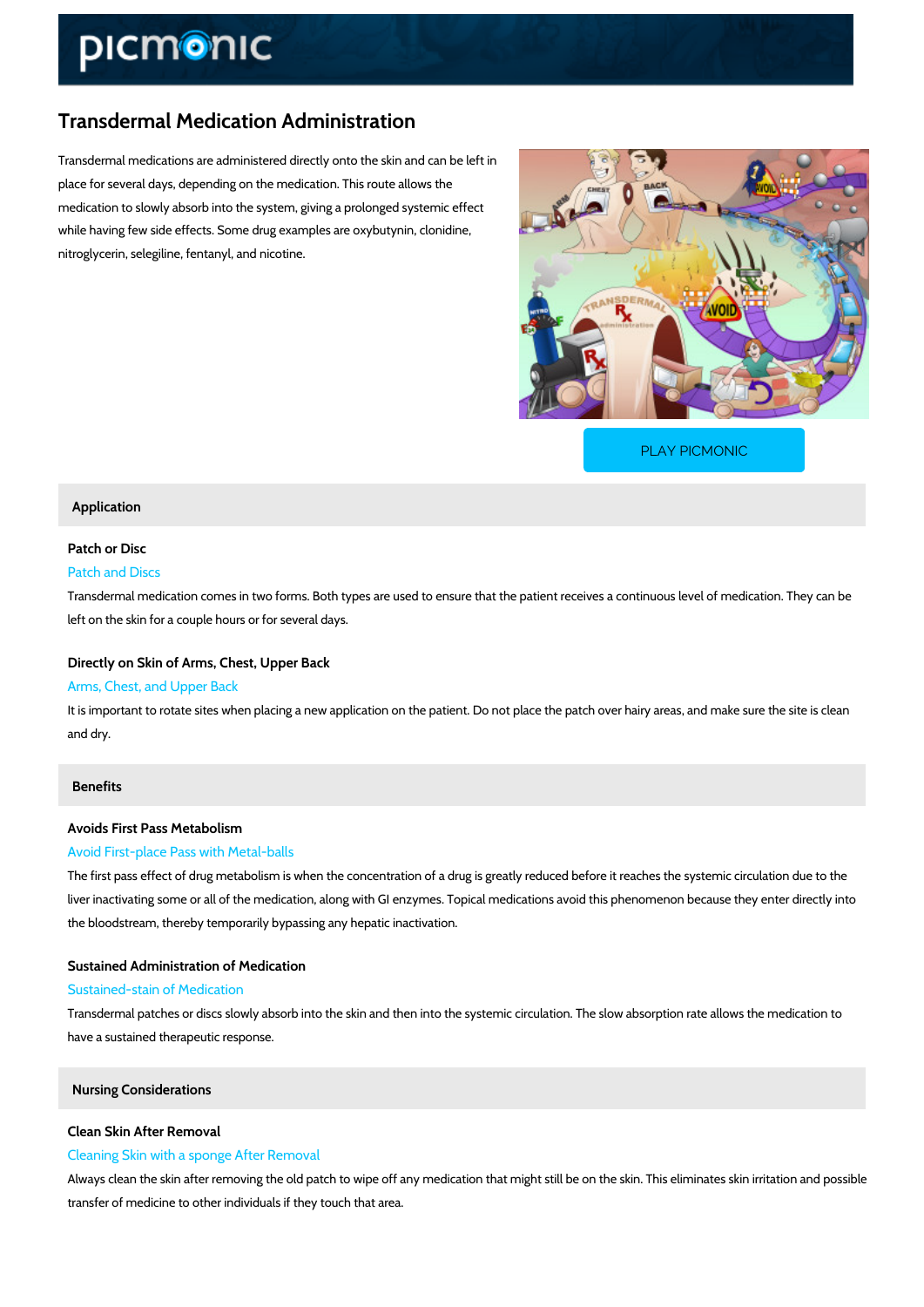# Transdermal Medication Administration

Transdermal medications are administered directly onto the skin and can be left in place for several days, depending on the medication. This route allows the medication to slowly absorb into the system, giving a prolonged systemic effect while having few side effects. Some drug examples are oxybutynin, clonidine, nitroglycerin, selegiline, fentanyl, and nicotine.

PLAY PICMONIC

## Application

### Patch or Disc

Patch and Discs

Transdermal medication comes in two forms. Both types are used to ensure that the patient receives a continuous level of medication. They can be left on the skin for a couple hours or for several days.

### Directly on Skin of Arms, Chest, Upper Back

Arms, Chest, and Upper Back

It is important to rotate sites when placing a new application on the patient. Do not place the patch over hairy areas, and make sure the site is clean and dry.

## Benefits

### Avoids First Pass Metabolism

Avoid First-place Pass with Metal-balls

The first pass effect of drug metabolism is when the concentration of a drug is greatly reduced before it reaches the systemic circulation due to the liver inactivating some or all of the medication, along with GI enzymes. Topical medications avoid this phenomenon because they enter directly into the bloodstream, thereby temporarily bypassing any hepatic inactivation.

### Sustained Administration of Medication

Sustained-stain of Medication

Transdermal patches or discs slowly absorb into the skin and then into the systemic circulation. The slow absorption rate allows the medication to have a sustained therapeutic response.

## Nursing Considerations

### Clean Skin After Removal

Cleaning Skin with a sponge After Removal

Always clean the skin after removing the old patch to wipe off any medication that might still be on the skin. This eliminates skin irritation and possible transfer of medicine to other individuals if they touch that area.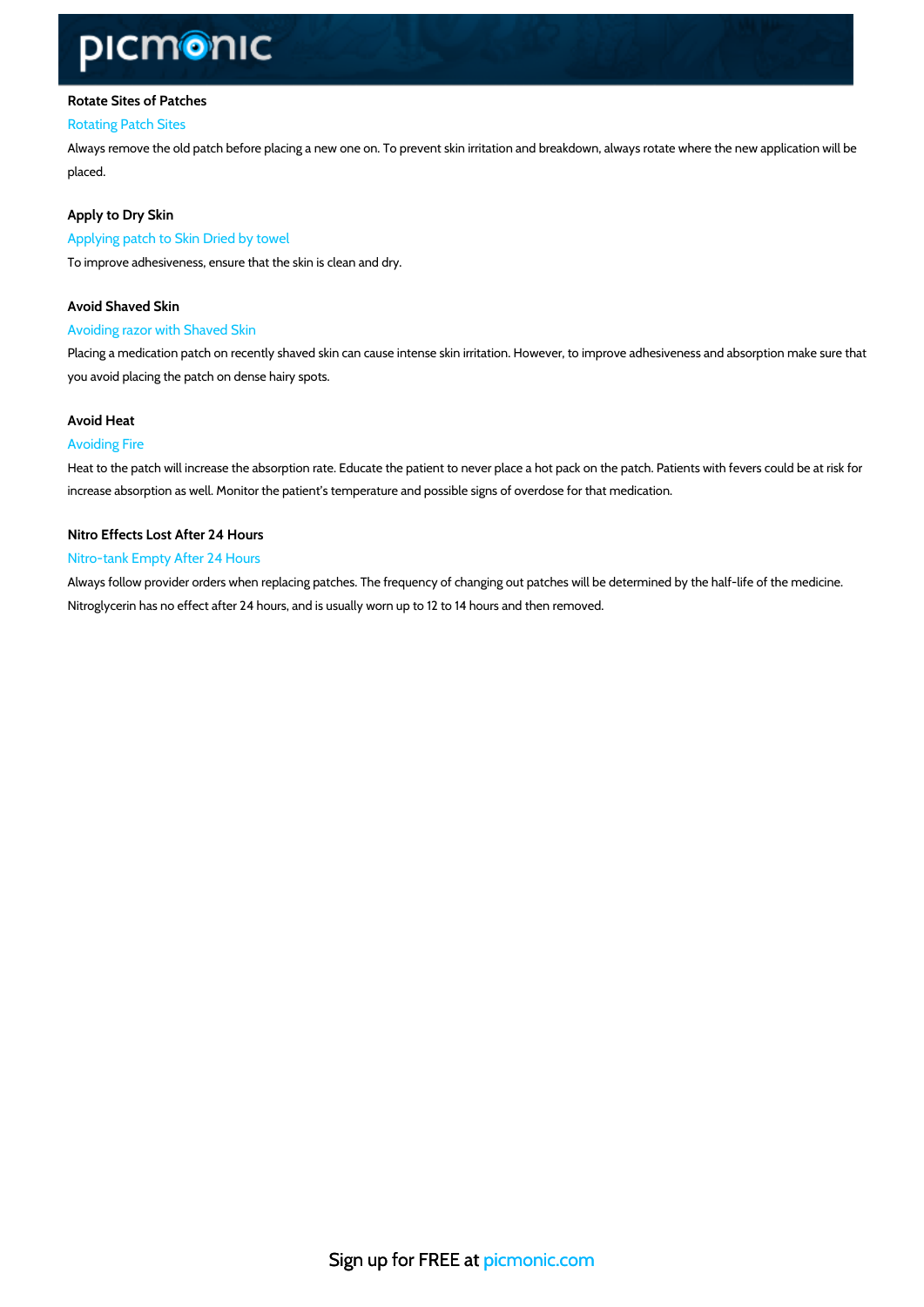### Rotate Sites of Patches

Rotating Patch Sites

Always remove the old patch before placing a new one on. To prevent skin irritation and breakdown, always rotate where the new application will be placed.

### Apply to Dry Skin

Applying patch to Skin Dried by towel

To improve adhesiveness, ensure that the skin is clean and dry.

### Avoid Shaved Skin

Avoiding razor with Shaved Skin

Placing a medication patch on recently shaved skin can cause intense skin irritation. However, to improve adhesiveness and absorption make sure that you avoid placing the patch on dense hairy spots.

### Avoid Heat

Avoiding Fire

Heat to the patch will increase the absorption rate. Educate the patient to never place a hot pack on the patch. Patients with fevers could be at risk for increase absorption as well. Monitor the patient's temperature and possible signs of overdose for that medication.

### Nitro Effects Lost After 24 Hours

Nitro-tank Empty After 24 Hours

Always follow provider orders when replacing patches. The frequency of changing out patches will be determined by the half-life of the medicine. Nitroglycerin has no effect after 24 hours, and is usually worn up to 12 to 14 hours and then removed.